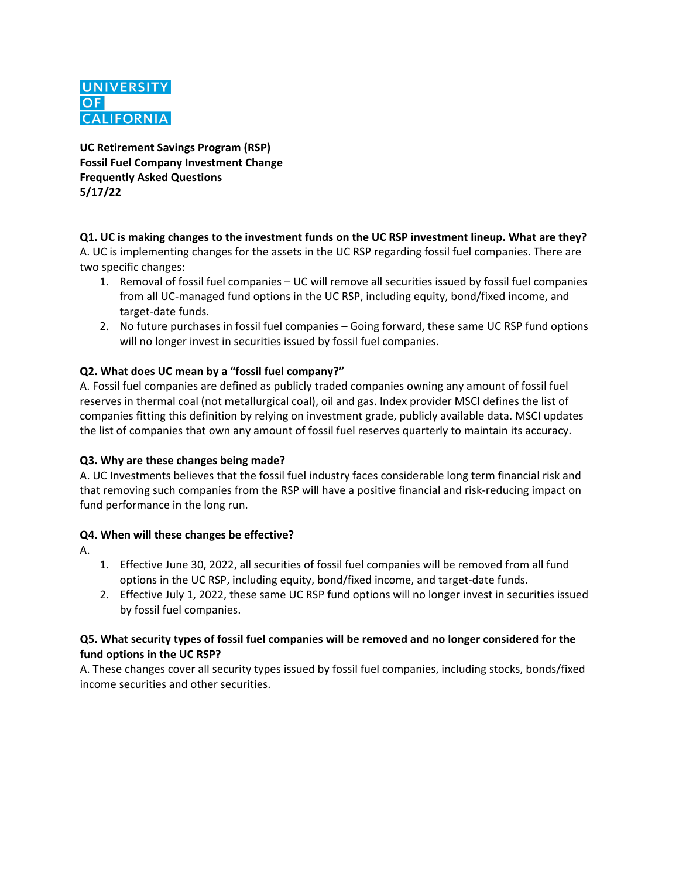UNIVERSITY
OF
CALIFORNIA

**UC Retirement Savings Program (RSP)**
**Fossil Fuel Company Investment Change**
**Frequently Asked Questions**
**5/17/22**

**Q1. UC is making changes to the investment funds on the UC RSP investment lineup. What are they?**

A. UC is implementing changes for the assets in the UC RSP regarding fossil fuel companies. There are two specific changes:

1. Removal of fossil fuel companies – UC will remove all securities issued by fossil fuel companies from all UC-managed fund options in the UC RSP, including equity, bond/fixed income, and target-date funds.
2. No future purchases in fossil fuel companies – Going forward, these same UC RSP fund options will no longer invest in securities issued by fossil fuel companies.

**Q2. What does UC mean by a "fossil fuel company?"**

A. Fossil fuel companies are defined as publicly traded companies owning any amount of fossil fuel reserves in thermal coal (not metallurgical coal), oil and gas. Index provider MSCI defines the list of companies fitting this definition by relying on investment grade, publicly available data. MSCI updates the list of companies that own any amount of fossil fuel reserves quarterly to maintain its accuracy.

**Q3. Why are these changes being made?**

A. UC Investments believes that the fossil fuel industry faces considerable long term financial risk and that removing such companies from the RSP will have a positive financial and risk-reducing impact on fund performance in the long run.

**Q4. When will these changes be effective?**

A.

1. Effective June 30, 2022, all securities of fossil fuel companies will be removed from all fund options in the UC RSP, including equity, bond/fixed income, and target-date funds.
2. Effective July 1, 2022, these same UC RSP fund options will no longer invest in securities issued by fossil fuel companies.

**Q5. What security types of fossil fuel companies will be removed and no longer considered for the fund options in the UC RSP?**

A. These changes cover all security types issued by fossil fuel companies, including stocks, bonds/fixed income securities and other securities.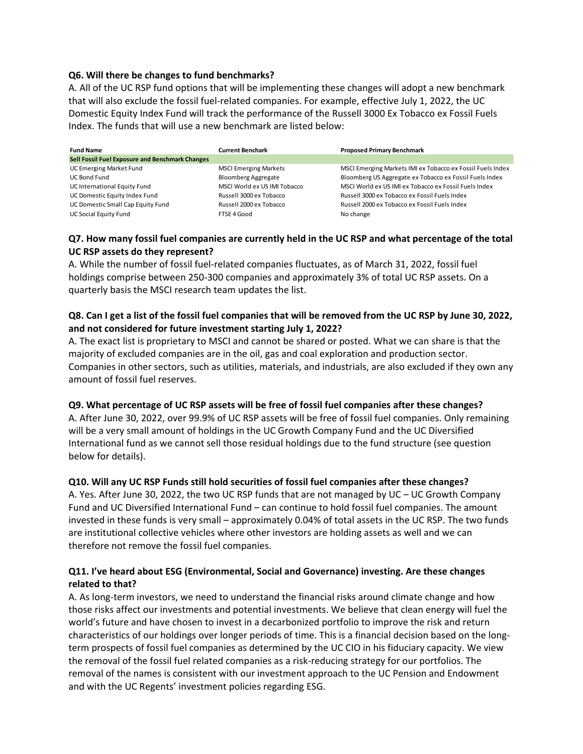**Q6. Will there be changes to fund benchmarks?**

A. All of the UC RSP fund options that will be implementing these changes will adopt a new benchmark that will also exclude the fossil fuel-related companies. For example, effective July 1, 2022, the UC Domestic Equity Index Fund will track the performance of the Russell 3000 Ex Tobacco ex Fossil Fuels Index. The funds that will use a new benchmark are listed below:

| Fund Name | Current Benchark | Proposed Primary Benchmark |
|---|---|---|
| **Sell Fossil Fuel Exposure and Benchmark Changes** | | |
| UC Emerging Market Fund | MSCI Emerging Markets | MSCI Emerging Markets IMI ex Tobacco ex Fossil Fuels Index |
| UC Bond Fund | Bloomberg Aggregate | Bloomberg US Aggregate ex Tobacco ex Fossil Fuels Index |
| UC International Equity Fund | MSCI World ex US IMI Tobacco | MSCI World ex US IMI ex Tobacco ex Fossil Fuels Index |
| UC Domestic Equity Index Fund | Russell 3000 ex Tobacco | Russell 3000 ex Tobacco ex Fossil Fuels Index |
| UC Domestic Small Cap Equity Fund | Russell 2000 ex Tobacco | Russell 2000 ex Tobacco ex Fossil Fuels Index |
| UC Social Equity Fund | FTSE 4 Good | No change |

**Q7. How many fossil fuel companies are currently held in the UC RSP and what percentage of the total UC RSP assets do they represent?**

A. While the number of fossil fuel-related companies fluctuates, as of March 31, 2022, fossil fuel holdings comprise between 250-300 companies and approximately 3% of total UC RSP assets. On a quarterly basis the MSCI research team updates the list.

**Q8. Can I get a list of the fossil fuel companies that will be removed from the UC RSP by June 30, 2022, and not considered for future investment starting July 1, 2022?**

A. The exact list is proprietary to MSCI and cannot be shared or posted. What we can share is that the majority of excluded companies are in the oil, gas and coal exploration and production sector. Companies in other sectors, such as utilities, materials, and industrials, are also excluded if they own any amount of fossil fuel reserves.

**Q9. What percentage of UC RSP assets will be free of fossil fuel companies after these changes?**

A. After June 30, 2022, over 99.9% of UC RSP assets will be free of fossil fuel companies. Only remaining will be a very small amount of holdings in the UC Growth Company Fund and the UC Diversified International fund as we cannot sell those residual holdings due to the fund structure (see question below for details).

**Q10. Will any UC RSP Funds still hold securities of fossil fuel companies after these changes?**

A. Yes. After June 30, 2022, the two UC RSP funds that are not managed by UC – UC Growth Company Fund and UC Diversified International Fund – can continue to hold fossil fuel companies. The amount invested in these funds is very small – approximately 0.04% of total assets in the UC RSP. The two funds are institutional collective vehicles where other investors are holding assets as well and we can therefore not remove the fossil fuel companies.

**Q11. I've heard about ESG (Environmental, Social and Governance) investing. Are these changes related to that?**

A. As long-term investors, we need to understand the financial risks around climate change and how those risks affect our investments and potential investments. We believe that clean energy will fuel the world's future and have chosen to invest in a decarbonized portfolio to improve the risk and return characteristics of our holdings over longer periods of time. This is a financial decision based on the long-term prospects of fossil fuel companies as determined by the UC CIO in his fiduciary capacity. We view the removal of the fossil fuel related companies as a risk-reducing strategy for our portfolios. The removal of the names is consistent with our investment approach to the UC Pension and Endowment and with the UC Regents' investment policies regarding ESG.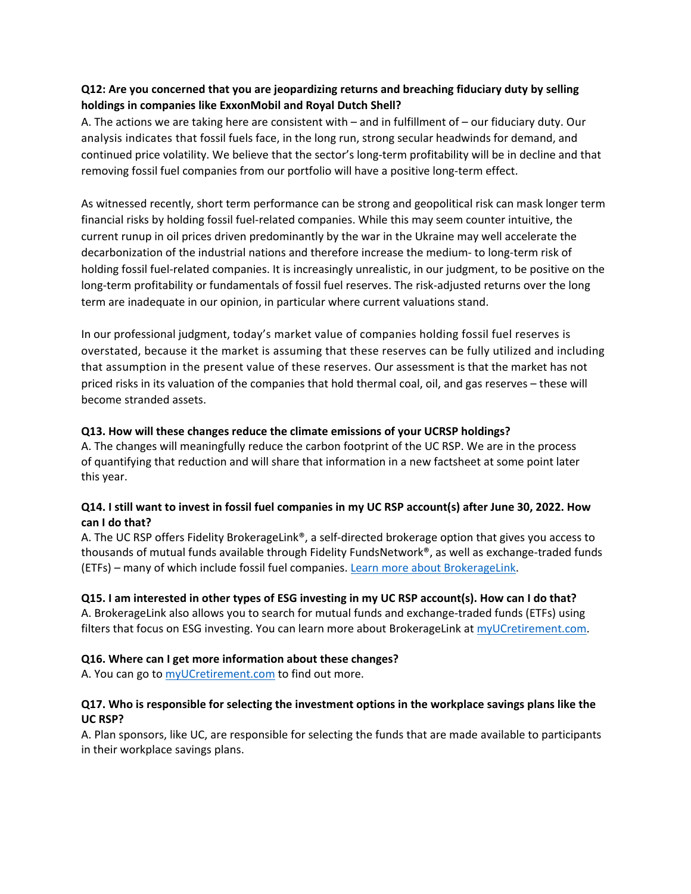**Q12: Are you concerned that you are jeopardizing returns and breaching fiduciary duty by selling holdings in companies like ExxonMobil and Royal Dutch Shell?**

A. The actions we are taking here are consistent with – and in fulfillment of – our fiduciary duty. Our analysis indicates that fossil fuels face, in the long run, strong secular headwinds for demand, and continued price volatility. We believe that the sector's long-term profitability will be in decline and that removing fossil fuel companies from our portfolio will have a positive long-term effect.

As witnessed recently, short term performance can be strong and geopolitical risk can mask longer term financial risks by holding fossil fuel-related companies. While this may seem counter intuitive, the current runup in oil prices driven predominantly by the war in the Ukraine may well accelerate the decarbonization of the industrial nations and therefore increase the medium- to long-term risk of holding fossil fuel-related companies. It is increasingly unrealistic, in our judgment, to be positive on the long-term profitability or fundamentals of fossil fuel reserves. The risk-adjusted returns over the long term are inadequate in our opinion, in particular where current valuations stand.

In our professional judgment, today's market value of companies holding fossil fuel reserves is overstated, because it the market is assuming that these reserves can be fully utilized and including that assumption in the present value of these reserves. Our assessment is that the market has not priced risks in its valuation of the companies that hold thermal coal, oil, and gas reserves – these will become stranded assets.

**Q13. How will these changes reduce the climate emissions of your UCRSP holdings?**

A. The changes will meaningfully reduce the carbon footprint of the UC RSP. We are in the process of quantifying that reduction and will share that information in a new factsheet at some point later this year.

**Q14. I still want to invest in fossil fuel companies in my UC RSP account(s) after June 30, 2022. How can I do that?**

A. The UC RSP offers Fidelity BrokerageLink®, a self-directed brokerage option that gives you access to thousands of mutual funds available through Fidelity FundsNetwork®, as well as exchange-traded funds (ETFs) – many of which include fossil fuel companies. [Learn more about BrokerageLink](#).

**Q15. I am interested in other types of ESG investing in my UC RSP account(s). How can I do that?**

A. BrokerageLink also allows you to search for mutual funds and exchange-traded funds (ETFs) using filters that focus on ESG investing. You can learn more about BrokerageLink at [myUCretirement.com](#).

**Q16. Where can I get more information about these changes?**

A. You can go to [myUCretirement.com](#) to find out more.

**Q17. Who is responsible for selecting the investment options in the workplace savings plans like the UC RSP?**

A. Plan sponsors, like UC, are responsible for selecting the funds that are made available to participants in their workplace savings plans.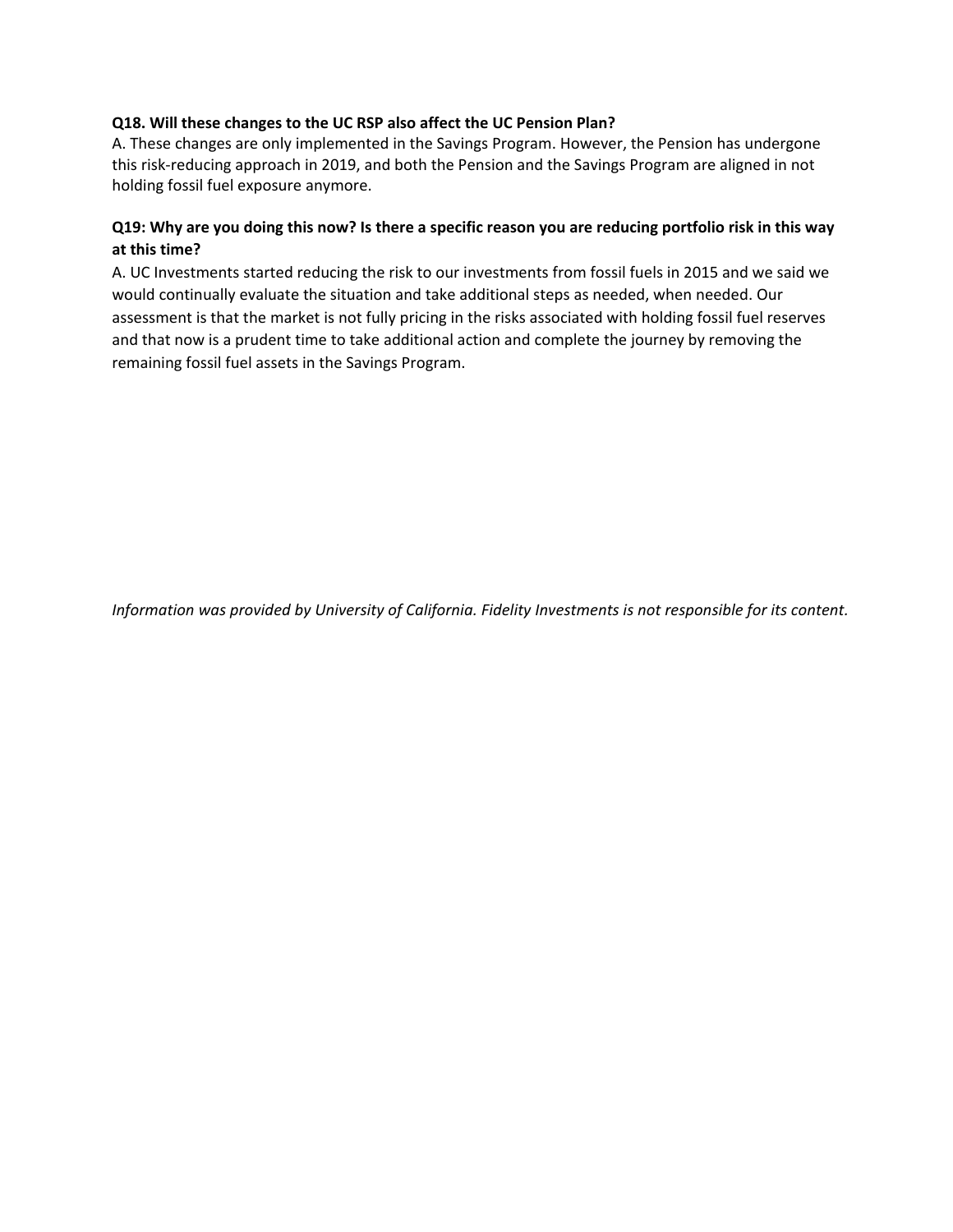**Q18. Will these changes to the UC RSP also affect the UC Pension Plan?**

A. These changes are only implemented in the Savings Program. However, the Pension has undergone this risk-reducing approach in 2019, and both the Pension and the Savings Program are aligned in not holding fossil fuel exposure anymore.

**Q19: Why are you doing this now? Is there a specific reason you are reducing portfolio risk in this way at this time?**

A. UC Investments started reducing the risk to our investments from fossil fuels in 2015 and we said we would continually evaluate the situation and take additional steps as needed, when needed. Our assessment is that the market is not fully pricing in the risks associated with holding fossil fuel reserves and that now is a prudent time to take additional action and complete the journey by removing the remaining fossil fuel assets in the Savings Program.

*Information was provided by University of California. Fidelity Investments is not responsible for its content.*